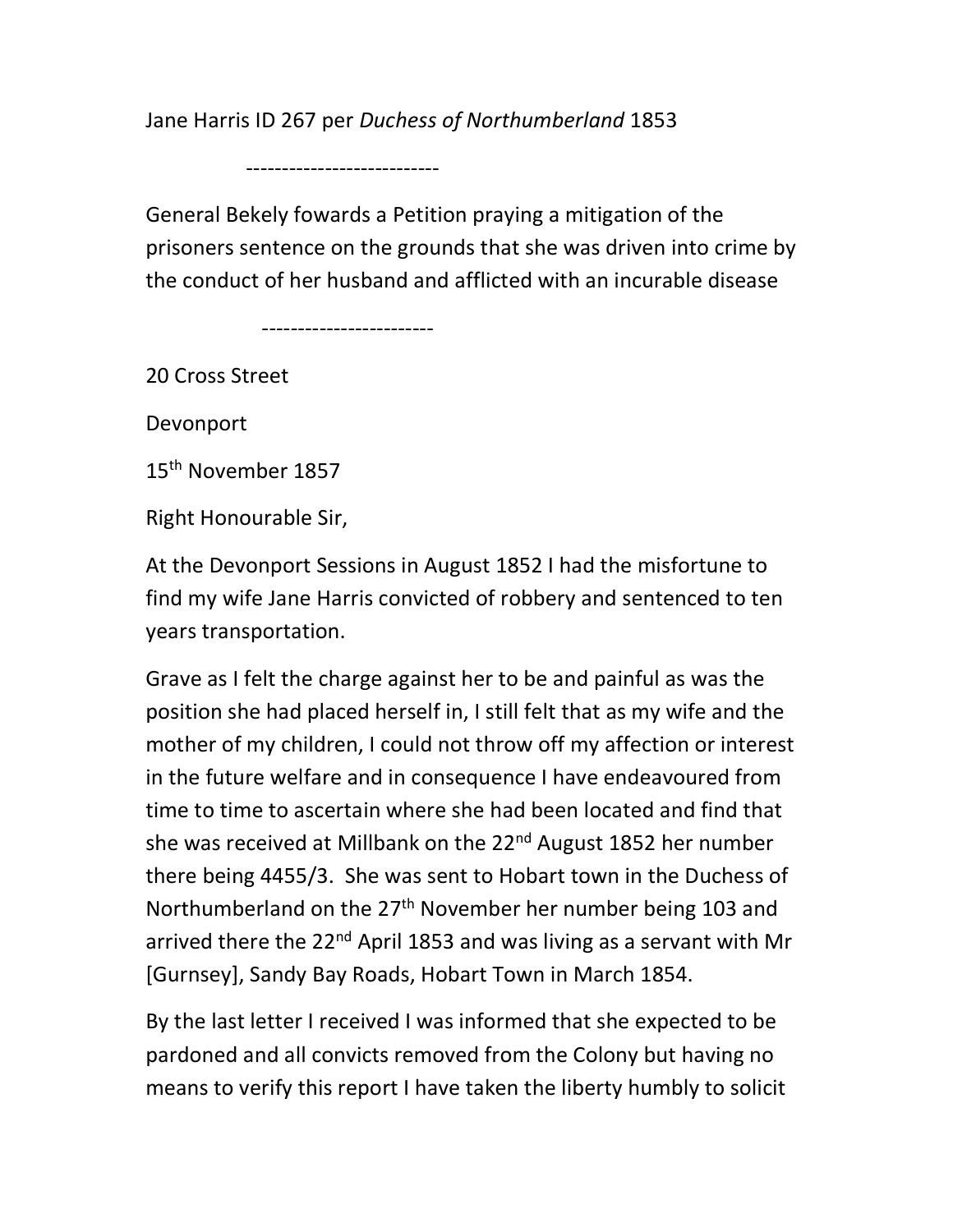Jane Harris ID 267 per *Duchess of Northumberland* 1853

---------------------------

General Bekely fowards a Petition praying a mitigation of the prisoners sentence on the grounds that she was driven into crime by the conduct of her husband and afflicted with an incurable disease

------------------------

20 Cross Street

Devonport

15th November 1857

Right Honourable Sir,

At the Devonport Sessions in August 1852 I had the misfortune to find my wife Jane Harris convicted of robbery and sentenced to ten years transportation.

Grave as I felt the charge against her to be and painful as was the position she had placed herself in, I still felt that as my wife and the mother of my children, I could not throw off my affection or interest in the future welfare and in consequence I have endeavoured from time to time to ascertain where she had been located and find that she was received at Millbank on the 22nd August 1852 her number there being 4455/3. She was sent to Hobart town in the Duchess of Northumberland on the 27th November her number being 103 and arrived there the 22nd April 1853 and was living as a servant with Mr [Gurnsey], Sandy Bay Roads, Hobart Town in March 1854.

By the last letter I received I was informed that she expected to be pardoned and all convicts removed from the Colony but having no means to verify this report I have taken the liberty humbly to solicit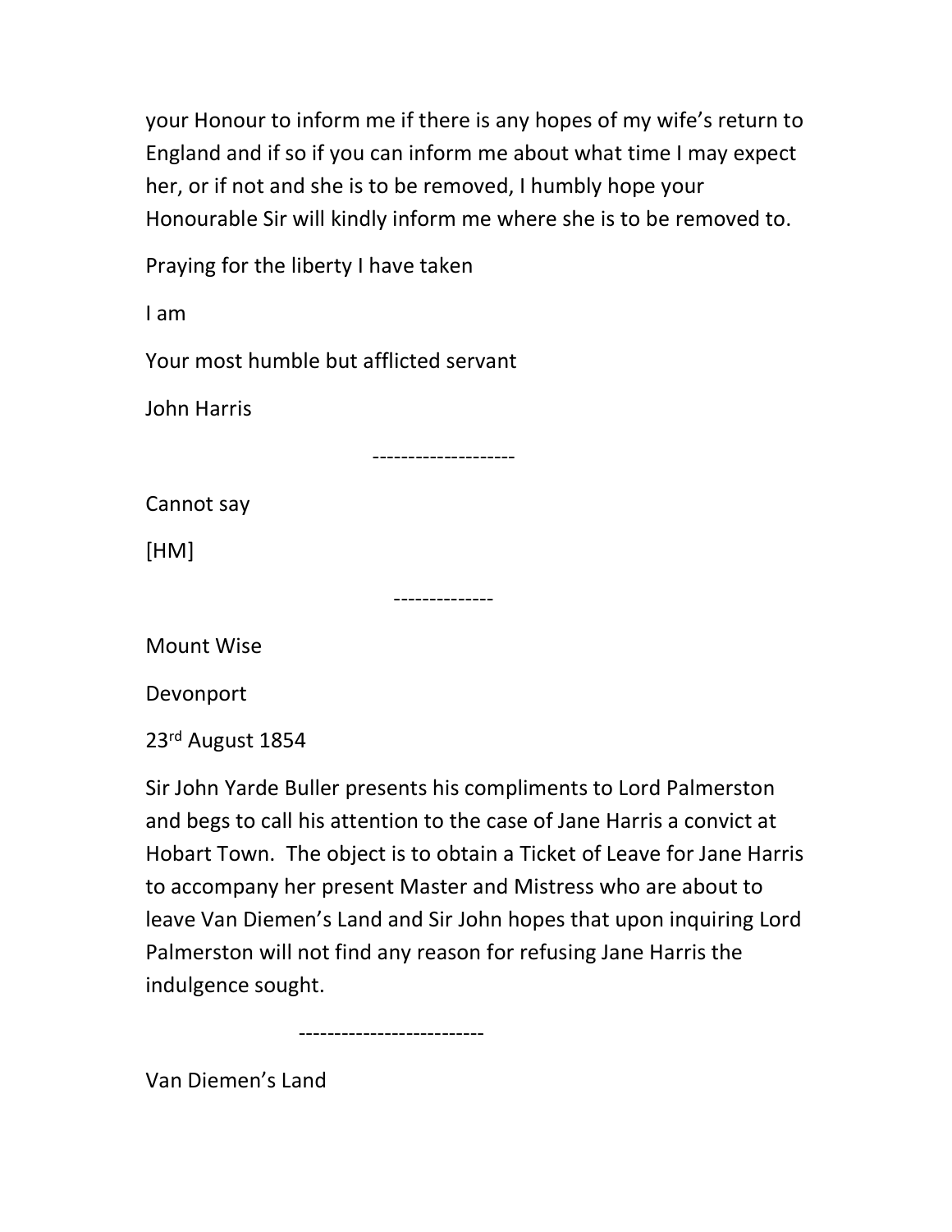your Honour to inform me if there is any hopes of my wife's return to England and if so if you can inform me about what time I may expect her, or if not and she is to be removed, I humbly hope your Honourable Sir will kindly inform me where she is to be removed to.

Praying for the liberty I have taken

I am

Your most humble but afflicted servant

John Harris

--------------------

Cannot say

[HM]

--------------

Mount Wise

Devonport

23rd August 1854

Sir John Yarde Buller presents his compliments to Lord Palmerston and begs to call his attention to the case of Jane Harris a convict at Hobart Town. The object is to obtain a Ticket of Leave for Jane Harris to accompany her present Master and Mistress who are about to leave Van Diemen's Land and Sir John hopes that upon inquiring Lord Palmerston will not find any reason for refusing Jane Harris the indulgence sought.

--------------------------

Van Diemen's Land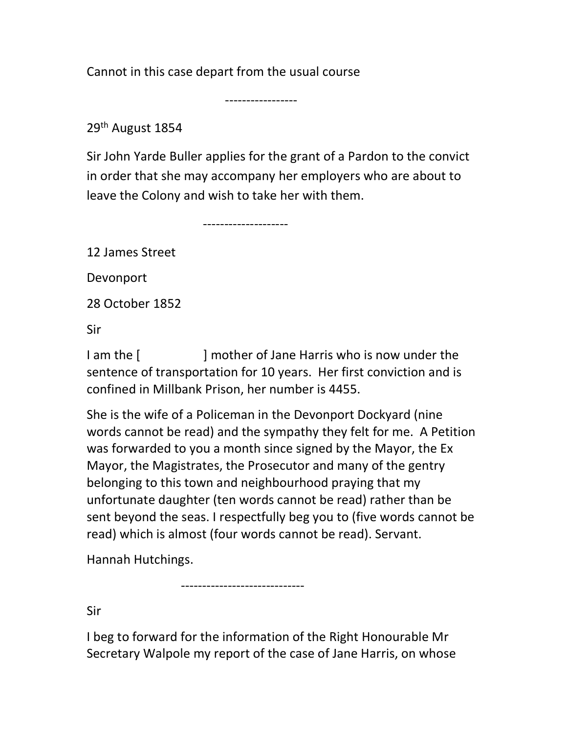Cannot in this case depart from the usual course

-----------------

29th August 1854

Sir John Yarde Buller applies for the grant of a Pardon to the convict in order that she may accompany her employers who are about to leave the Colony and wish to take her with them.

--------------------

12 James Street

Devonport

28 October 1852

Sir

I am the [ ] mother of Jane Harris who is now under the sentence of transportation for 10 years. Her first conviction and is confined in Millbank Prison, her number is 4455.

She is the wife of a Policeman in the Devonport Dockyard (nine words cannot be read) and the sympathy they felt for me. A Petition was forwarded to you a month since signed by the Mayor, the Ex Mayor, the Magistrates, the Prosecutor and many of the gentry belonging to this town and neighbourhood praying that my unfortunate daughter (ten words cannot be read) rather than be sent beyond the seas. I respectfully beg you to (five words cannot be read) which is almost (four words cannot be read). Servant.

Hannah Hutchings.

-----------------------------

Sir

I beg to forward for the information of the Right Honourable Mr Secretary Walpole my report of the case of Jane Harris, on whose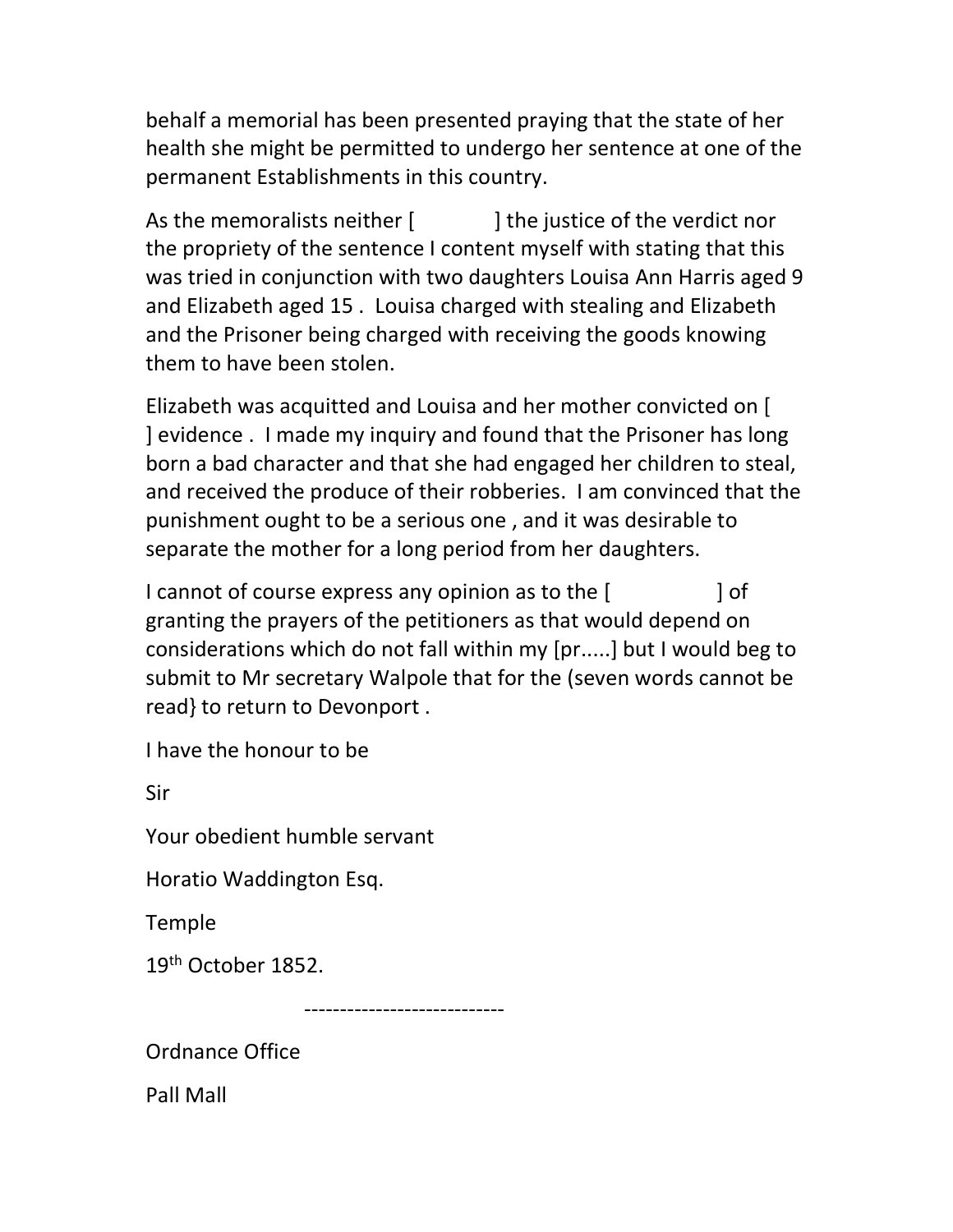behalf a memorial has been presented praying that the state of her health she might be permitted to undergo her sentence at one of the permanent Establishments in this country.

As the memoralists neither [            ] the justice of the verdict nor the propriety of the sentence I content myself with stating that this was tried in conjunction with two daughters Louisa Ann Harris aged 9 and Elizabeth aged 15 .  Louisa charged with stealing and Elizabeth and the Prisoner being charged with receiving the goods knowing them to have been stolen.

Elizabeth was acquitted and Louisa and her mother convicted on [            ] evidence .  I made my inquiry and found that the Prisoner has long born a bad character and that she had engaged her children to steal, and received the produce of their robberies.  I am convinced that the punishment ought to be a serious one , and it was desirable to separate the mother for a long period from her daughters.

I cannot of course express any opinion as to the [               ] of granting the prayers of the petitioners as that would depend on considerations which do not fall within my [pr.....] but I would beg to submit to Mr secretary Walpole that for the (seven words cannot be read} to return to Devonport .

I have the honour to be

Sir

Your obedient humble servant

Horatio Waddington Esq.

Temple

19th October 1852.

---

Ordnance Office

Pall Mall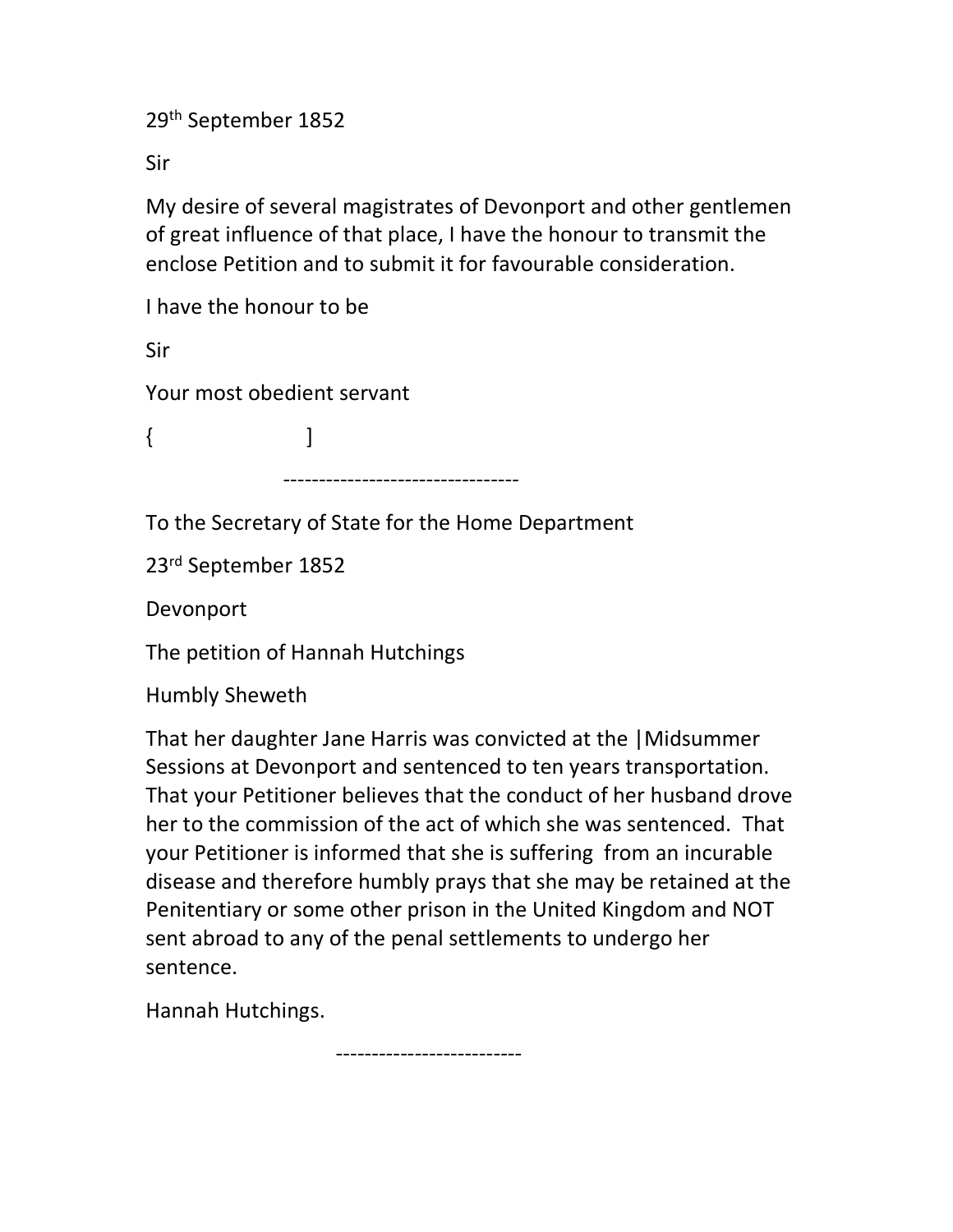29th September 1852

Sir

My desire of several magistrates of Devonport and other gentlemen of great influence of that place, I have the honour to transmit the enclose Petition and to submit it for favourable consideration.

I have the honour to be

Sir

Your most obedient servant

{ ]

---------------------------------

To the Secretary of State for the Home Department

23rd September 1852

Devonport

The petition of Hannah Hutchings

Humbly Sheweth

That her daughter Jane Harris was convicted at the |Midsummer Sessions at Devonport and sentenced to ten years transportation. That your Petitioner believes that the conduct of her husband drove her to the commission of the act of which she was sentenced. That your Petitioner is informed that she is suffering from an incurable disease and therefore humbly prays that she may be retained at the Penitentiary or some other prison in the United Kingdom and NOT sent abroad to any of the penal settlements to undergo her sentence.

Hannah Hutchings.

--------------------------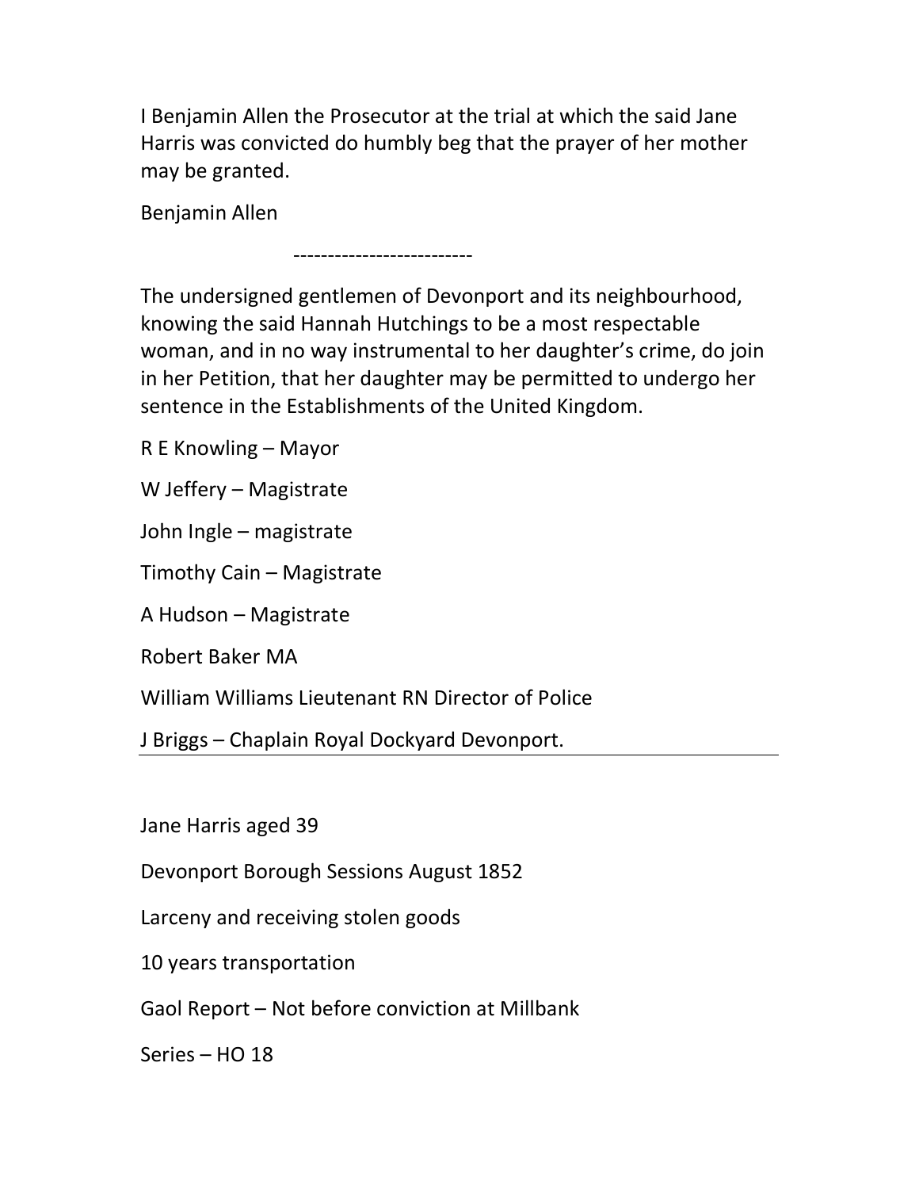I Benjamin Allen the Prosecutor at the trial at which the said Jane Harris was convicted do humbly beg that the prayer of her mother may be granted.

Benjamin Allen

-------------------------

The undersigned gentlemen of Devonport and its neighbourhood, knowing the said Hannah Hutchings to be a most respectable woman, and in no way instrumental to her daughter's crime, do join in her Petition, that her daughter may be permitted to undergo her sentence in the Establishments of the United Kingdom.

R E Knowling – Mayor

W Jeffery – Magistrate

John Ingle – magistrate

Timothy Cain – Magistrate

A Hudson – Magistrate

Robert Baker MA

William Williams Lieutenant RN Director of Police

J Briggs – Chaplain Royal Dockyard Devonport.

---

Jane Harris aged 39

Devonport Borough Sessions August 1852

Larceny and receiving stolen goods

10 years transportation

Gaol Report – Not before conviction at Millbank

Series – HO 18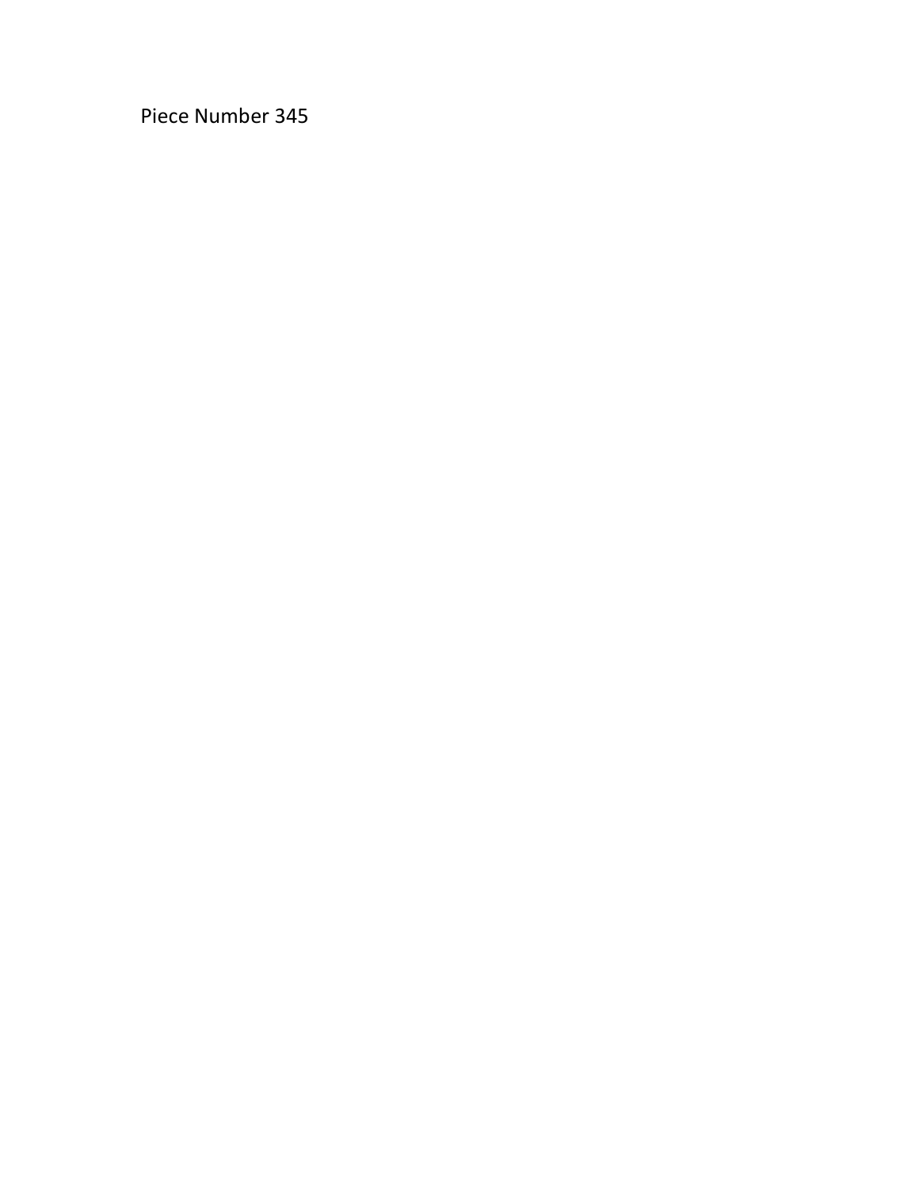Piece Number 345